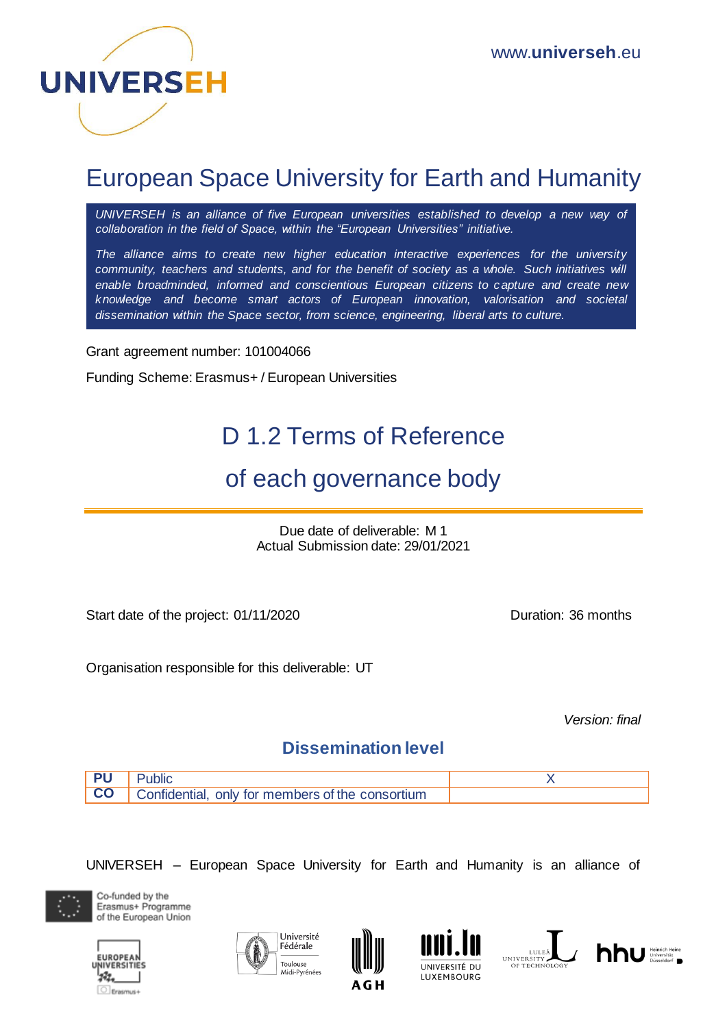UNIVERSEH

www.universeh.eu

# European Space University for Earth and Humanity

*UNIVERSEH is an alliance of five European universities established to develop a new way of collaboration in the field of Space, within the "European Universities" initiative.*

*The alliance aims to create new higher education interactive experiences for the university community, teachers and students, and for the benefit of society as a whole. Such initiatives will enable broadminded, informed and conscientious European citizens to capture and create new knowledge and become smart actors of European innovation, valorisation and societal dissemination within the Space sector, from science, engineering, liberal arts to culture.*

Grant agreement number: 101004066

Funding Scheme: Erasmus+ / European Universities

## D 1.2 Terms of Reference of each governance body

Due date of deliverable: M 1
Actual Submission date: 29/01/2021

Start date of the project: 01/11/2020

Duration: 36 months

Organisation responsible for this deliverable: UT

*Version: final*

### Dissemination level

| | | |
|---|---|---|
| PU | Public | X |
| CO | Confidential, only for members of the consortium | |

UNIVERSEH – European Space University for Earth and Humanity is an alliance of

Co-funded by the Erasmus+ Programme of the European Union

EUROPEAN UNIVERSITIES Erasmus+

Université Fédérale Toulouse Midi-Pyrénées

AGH

UNIVERSITÉ DU LUXEMBOURG

LULEÅ UNIVERSITY OF TECHNOLOGY

hhu Heinrich Heine Universität Düsseldorf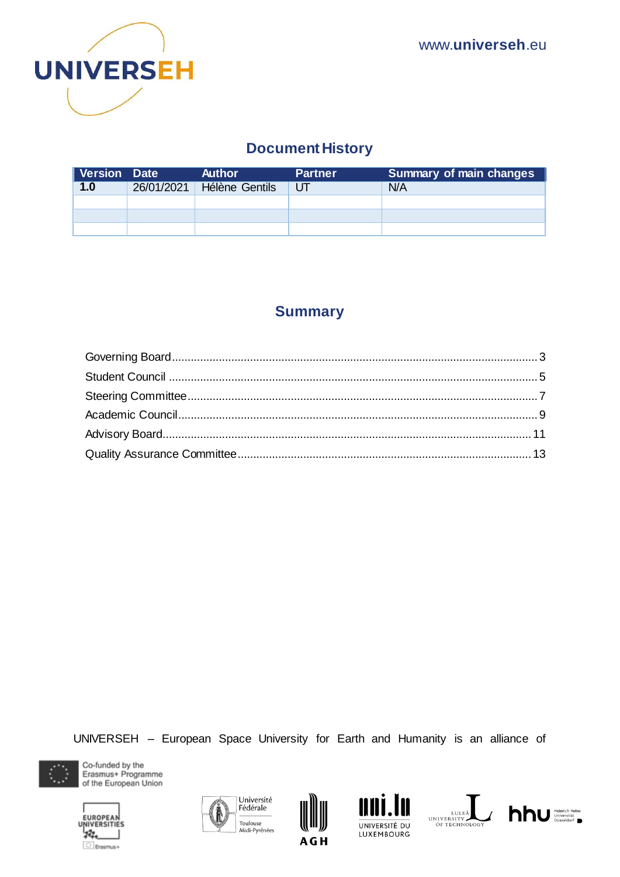## Document History

| Version | Date | Author | Partner | Summary of main changes |
| --- | --- | --- | --- | --- |
| **1.0** | 26/01/2021 | Hélène Gentils | UT | N/A |
| | | | | |
| | | | | |
| | | | | |

## Summary

Governing Board ........................................................................ 3
Student Council ........................................................................ 5
Steering Committee ........................................................................ 7
Academic Council ........................................................................ 9
Advisory Board ........................................................................ 11
Quality Assurance Committee ........................................................................ 13

UNIVERSEH – European Space University for Earth and Humanity is an alliance of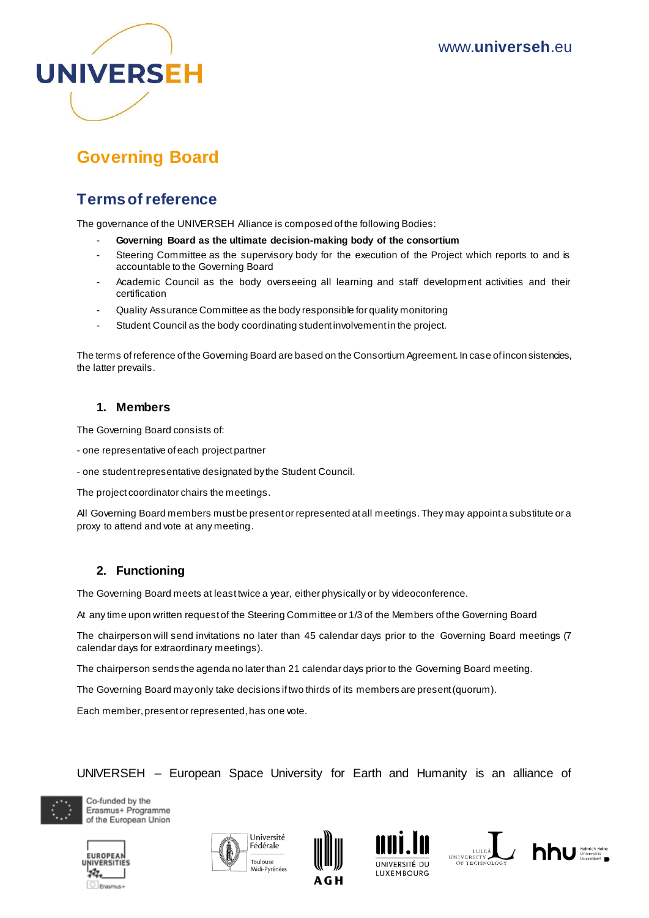# Governing Board

## Terms of reference

The governance of the UNIVERSEH Alliance is composed of the following Bodies:

- **Governing Board as the ultimate decision-making body of the consortium**
- Steering Committee as the supervisory body for the execution of the Project which reports to and is accountable to the Governing Board
- Academic Council as the body overseeing all learning and staff development activities and their certification
- Quality Assurance Committee as the body responsible for quality monitoring
- Student Council as the body coordinating student involvement in the project.

The terms of reference of the Governing Board are based on the Consortium Agreement. In case of inconsistencies, the latter prevails.

### 1. Members

The Governing Board consists of:

- one representative of each project partner

- one student representative designated by the Student Council.

The project coordinator chairs the meetings.

All Governing Board members must be present or represented at all meetings. They may appoint a substitute or a proxy to attend and vote at any meeting.

### 2. Functioning

The Governing Board meets at least twice a year, either physically or by videoconference.

At any time upon written request of the Steering Committee or 1/3 of the Members of the Governing Board

The chairperson will send invitations no later than 45 calendar days prior to the Governing Board meetings (7 calendar days for extraordinary meetings).

The chairperson sends the agenda no later than 21 calendar days prior to the Governing Board meeting.

The Governing Board may only take decisions if two thirds of its members are present (quorum).

Each member, present or represented, has one vote.

UNIVERSEH – European Space University for Earth and Humanity is an alliance of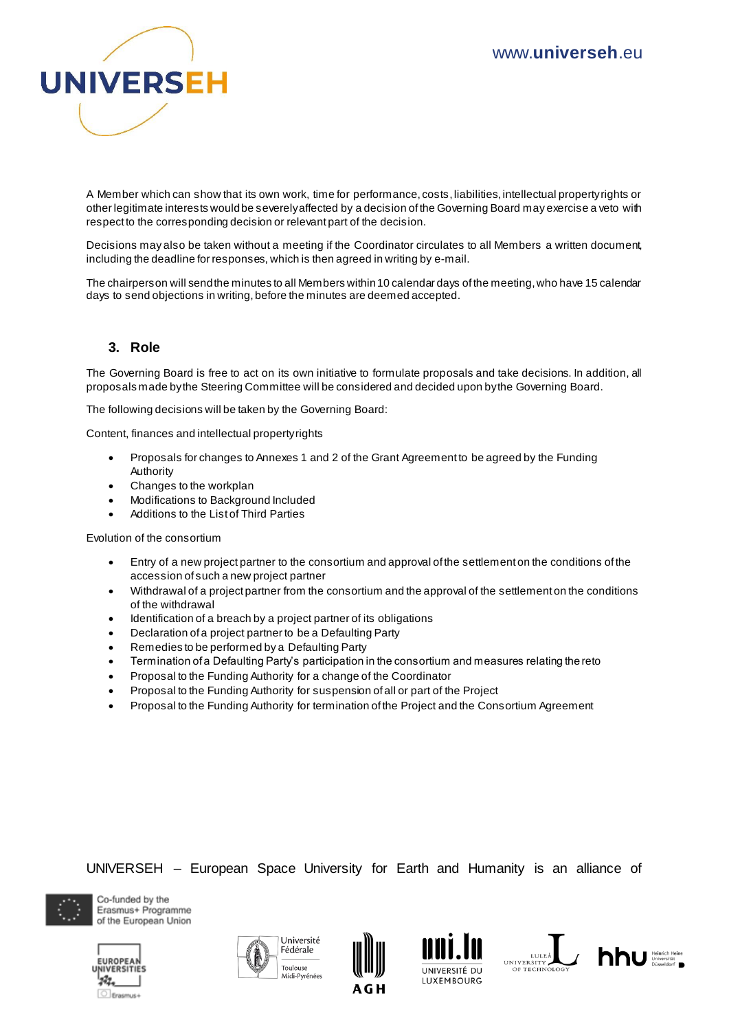A Member which can show that its own work, time for performance, costs, liabilities, intellectual property rights or other legitimate interests would be severely affected by a decision of the Governing Board may exercise a veto with respect to the corresponding decision or relevant part of the decision.

Decisions may also be taken without a meeting if the Coordinator circulates to all Members a written document, including the deadline for responses, which is then agreed in writing by e-mail.

The chairperson will send the minutes to all Members within 10 calendar days of the meeting, who have 15 calendar days to send objections in writing, before the minutes are deemed accepted.

## 3. Role

The Governing Board is free to act on its own initiative to formulate proposals and take decisions. In addition, all proposals made by the Steering Committee will be considered and decided upon by the Governing Board.

The following decisions will be taken by the Governing Board:

Content, finances and intellectual property rights

- Proposals for changes to Annexes 1 and 2 of the Grant Agreement to be agreed by the Funding Authority
- Changes to the workplan
- Modifications to Background Included
- Additions to the List of Third Parties

Evolution of the consortium

- Entry of a new project partner to the consortium and approval of the settlement on the conditions of the accession of such a new project partner
- Withdrawal of a project partner from the consortium and the approval of the settlement on the conditions of the withdrawal
- Identification of a breach by a project partner of its obligations
- Declaration of a project partner to be a Defaulting Party
- Remedies to be performed by a Defaulting Party
- Termination of a Defaulting Party's participation in the consortium and measures relating thereto
- Proposal to the Funding Authority for a change of the Coordinator
- Proposal to the Funding Authority for suspension of all or part of the Project
- Proposal to the Funding Authority for termination of the Project and the Consortium Agreement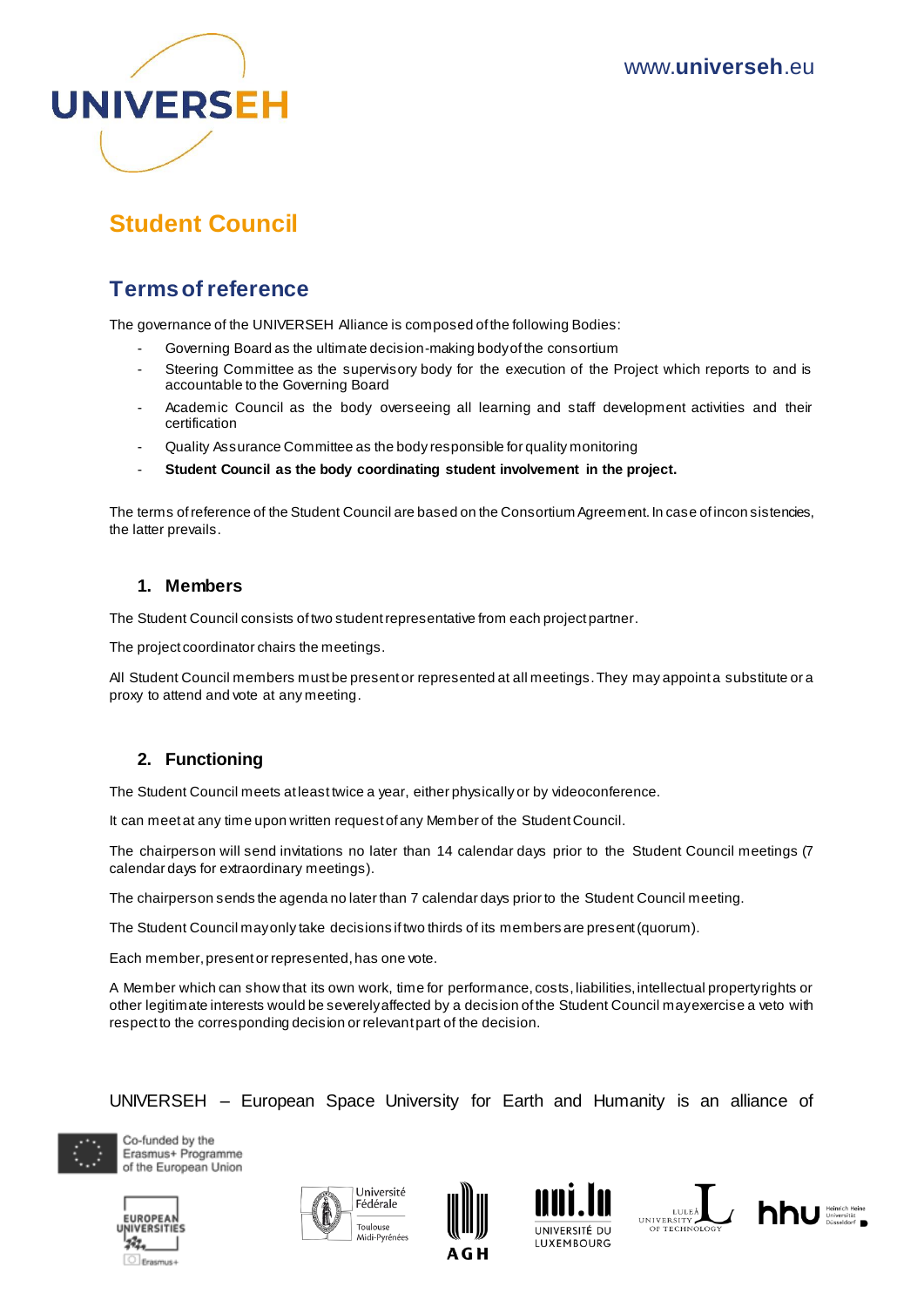# Student Council

## Terms of reference

The governance of the UNIVERSEH Alliance is composed of the following Bodies:

- Governing Board as the ultimate decision-making body of the consortium
- Steering Committee as the supervisory body for the execution of the Project which reports to and is accountable to the Governing Board
- Academic Council as the body overseeing all learning and staff development activities and their certification
- Quality Assurance Committee as the body responsible for quality monitoring
- **Student Council as the body coordinating student involvement in the project.**

The terms of reference of the Student Council are based on the Consortium Agreement. In case of inconsistencies, the latter prevails.

### 1. Members

The Student Council consists of two student representative from each project partner.

The project coordinator chairs the meetings.

All Student Council members must be present or represented at all meetings. They may appoint a substitute or a proxy to attend and vote at any meeting.

### 2. Functioning

The Student Council meets at least twice a year, either physically or by videoconference.

It can meet at any time upon written request of any Member of the Student Council.

The chairperson will send invitations no later than 14 calendar days prior to the Student Council meetings (7 calendar days for extraordinary meetings).

The chairperson sends the agenda no later than 7 calendar days prior to the Student Council meeting.

The Student Council may only take decisions if two thirds of its members are present (quorum).

Each member, present or represented, has one vote.

A Member which can show that its own work, time for performance, costs, liabilities, intellectual property rights or other legitimate interests would be severely affected by a decision of the Student Council may exercise a veto with respect to the corresponding decision or relevant part of the decision.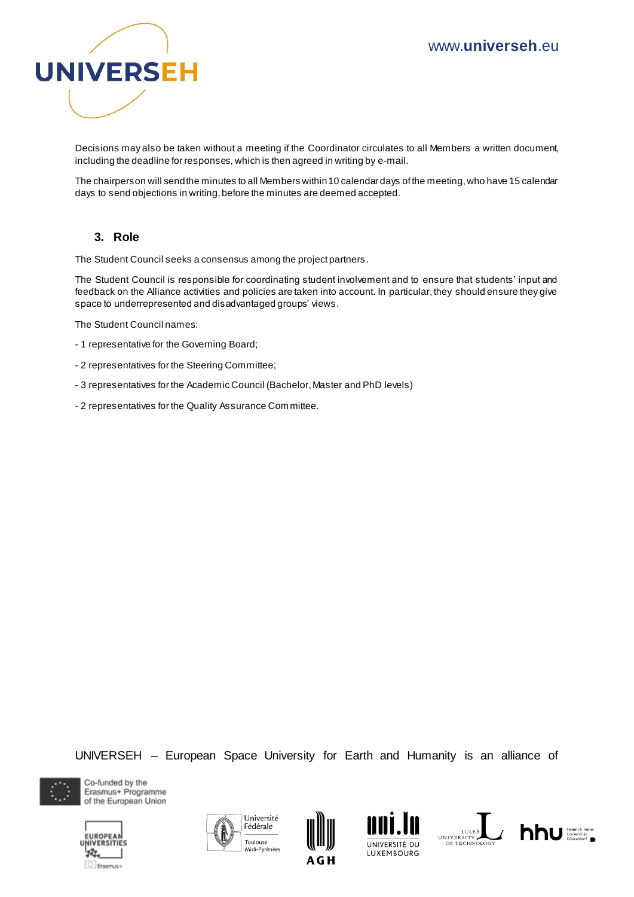Decisions may also be taken without a meeting if the Coordinator circulates to all Members a written document, including the deadline for responses, which is then agreed in writing by e-mail.

The chairperson will send the minutes to all Members within 10 calendar days of the meeting, who have 15 calendar days to send objections in writing, before the minutes are deemed accepted.

## 3. Role

The Student Council seeks a consensus among the project partners.

The Student Council is responsible for coordinating student involvement and to ensure that students' input and feedback on the Alliance activities and policies are taken into account. In particular, they should ensure they give space to underrepresented and disadvantaged groups' views.

The Student Council names:

- 1 representative for the Governing Board;

- 2 representatives for the Steering Committee;

- 3 representatives for the Academic Council (Bachelor, Master and PhD levels)

- 2 representatives for the Quality Assurance Committee.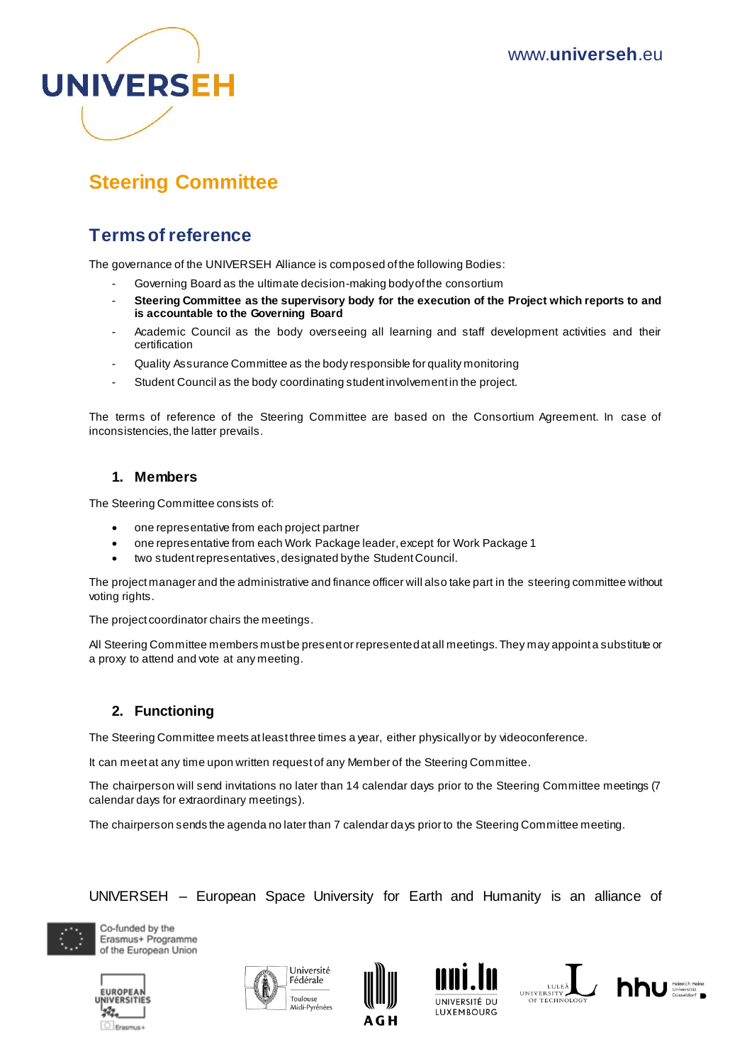# Steering Committee

## Terms of reference

The governance of the UNIVERSEH Alliance is composed of the following Bodies:

- Governing Board as the ultimate decision-making body of the consortium
- **Steering Committee as the supervisory body for the execution of the Project which reports to and is accountable to the Governing Board**
- Academic Council as the body overseeing all learning and staff development activities and their certification
- Quality Assurance Committee as the body responsible for quality monitoring
- Student Council as the body coordinating student involvement in the project.

The terms of reference of the Steering Committee are based on the Consortium Agreement. In case of inconsistencies, the latter prevails.

### 1. Members

The Steering Committee consists of:

- one representative from each project partner
- one representative from each Work Package leader, except for Work Package 1
- two student representatives, designated by the Student Council.

The project manager and the administrative and finance officer will also take part in the steering committee without voting rights.

The project coordinator chairs the meetings.

All Steering Committee members must be present or represented at all meetings. They may appoint a substitute or a proxy to attend and vote at any meeting.

### 2. Functioning

The Steering Committee meets at least three times a year, either physically or by videoconference.

It can meet at any time upon written request of any Member of the Steering Committee.

The chairperson will send invitations no later than 14 calendar days prior to the Steering Committee meetings (7 calendar days for extraordinary meetings).

The chairperson sends the agenda no later than 7 calendar days prior to the Steering Committee meeting.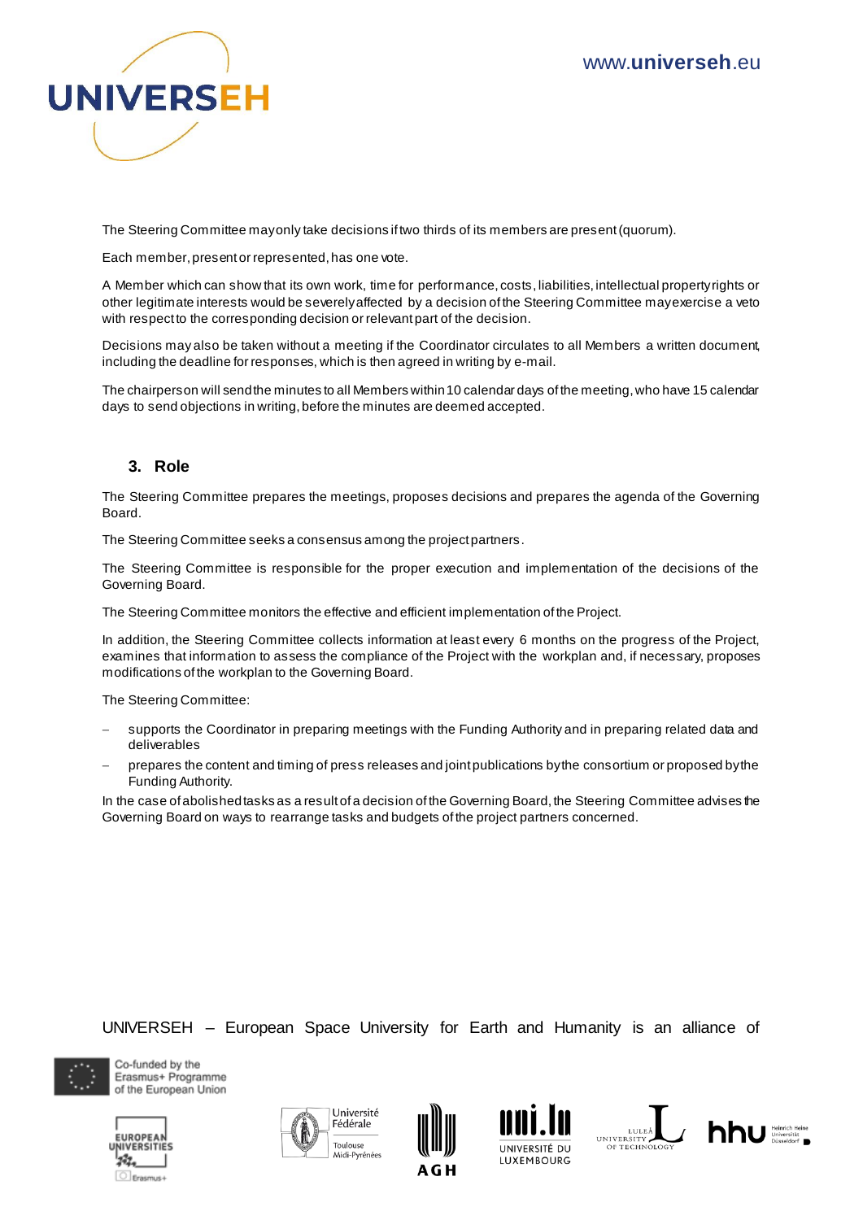The Steering Committee may only take decisions if two thirds of its members are present (quorum).

Each member, present or represented, has one vote.

A Member which can show that its own work, time for performance, costs, liabilities, intellectual property rights or other legitimate interests would be severely affected by a decision of the Steering Committee may exercise a veto with respect to the corresponding decision or relevant part of the decision.

Decisions may also be taken without a meeting if the Coordinator circulates to all Members a written document, including the deadline for responses, which is then agreed in writing by e-mail.

The chairperson will send the minutes to all Members within 10 calendar days of the meeting, who have 15 calendar days to send objections in writing, before the minutes are deemed accepted.

## 3. Role

The Steering Committee prepares the meetings, proposes decisions and prepares the agenda of the Governing Board.

The Steering Committee seeks a consensus among the project partners.

The Steering Committee is responsible for the proper execution and implementation of the decisions of the Governing Board.

The Steering Committee monitors the effective and efficient implementation of the Project.

In addition, the Steering Committee collects information at least every 6 months on the progress of the Project, examines that information to assess the compliance of the Project with the workplan and, if necessary, proposes modifications of the workplan to the Governing Board.

The Steering Committee:

- supports the Coordinator in preparing meetings with the Funding Authority and in preparing related data and deliverables
- prepares the content and timing of press releases and joint publications by the consortium or proposed by the Funding Authority.

In the case of abolished tasks as a result of a decision of the Governing Board, the Steering Committee advises the Governing Board on ways to rearrange tasks and budgets of the project partners concerned.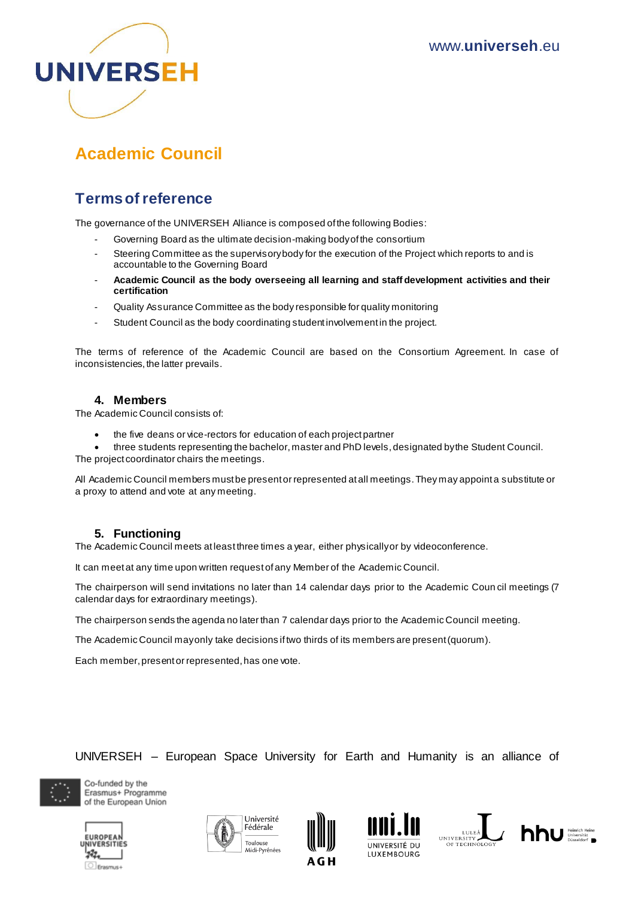# Academic Council

## Terms of reference

The governance of the UNIVERSEH Alliance is composed of the following Bodies:

- Governing Board as the ultimate decision-making body of the consortium
- Steering Committee as the supervisory body for the execution of the Project which reports to and is accountable to the Governing Board
- **Academic Council as the body overseeing all learning and staff development activities and their certification**
- Quality Assurance Committee as the body responsible for quality monitoring
- Student Council as the body coordinating student involvement in the project.

The terms of reference of the Academic Council are based on the Consortium Agreement. In case of inconsistencies, the latter prevails.

### 4. Members

The Academic Council consists of:

- the five deans or vice-rectors for education of each project partner
- three students representing the bachelor, master and PhD levels, designated by the Student Council.

The project coordinator chairs the meetings.

All Academic Council members must be present or represented at all meetings. They may appoint a substitute or a proxy to attend and vote at any meeting.

### 5. Functioning

The Academic Council meets at least three times a year, either physically or by videoconference.

It can meet at any time upon written request of any Member of the Academic Council.

The chairperson will send invitations no later than 14 calendar days prior to the Academic Council meetings (7 calendar days for extraordinary meetings).

The chairperson sends the agenda no later than 7 calendar days prior to the Academic Council meeting.

The Academic Council may only take decisions if two thirds of its members are present (quorum).

Each member, present or represented, has one vote.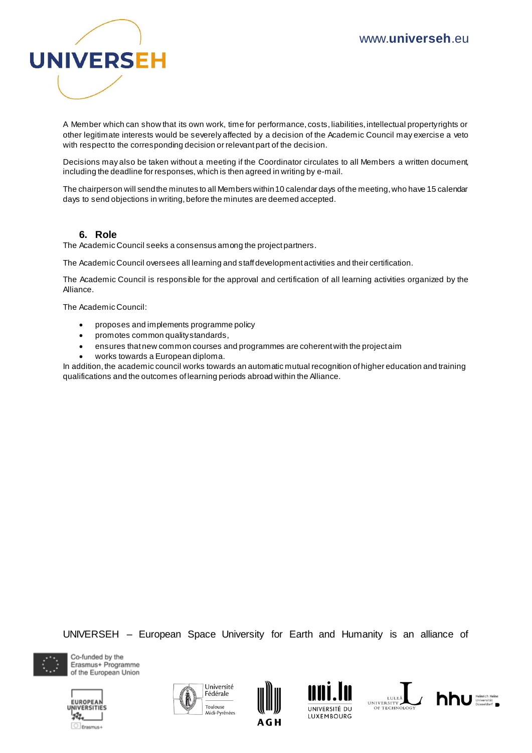A Member which can show that its own work, time for performance, costs, liabilities, intellectual property rights or other legitimate interests would be severely affected by a decision of the Academic Council may exercise a veto with respect to the corresponding decision or relevant part of the decision.

Decisions may also be taken without a meeting if the Coordinator circulates to all Members a written document, including the deadline for responses, which is then agreed in writing by e-mail.

The chairperson will send the minutes to all Members within 10 calendar days of the meeting, who have 15 calendar days to send objections in writing, before the minutes are deemed accepted.

## 6. Role

The Academic Council seeks a consensus among the project partners.

The Academic Council oversees all learning and staff development activities and their certification.

The Academic Council is responsible for the approval and certification of all learning activities organized by the Alliance.

The Academic Council:

- proposes and implements programme policy
- promotes common quality standards,
- ensures that new common courses and programmes are coherent with the project aim
- works towards a European diploma.

In addition, the academic council works towards an automatic mutual recognition of higher education and training qualifications and the outcomes of learning periods abroad within the Alliance.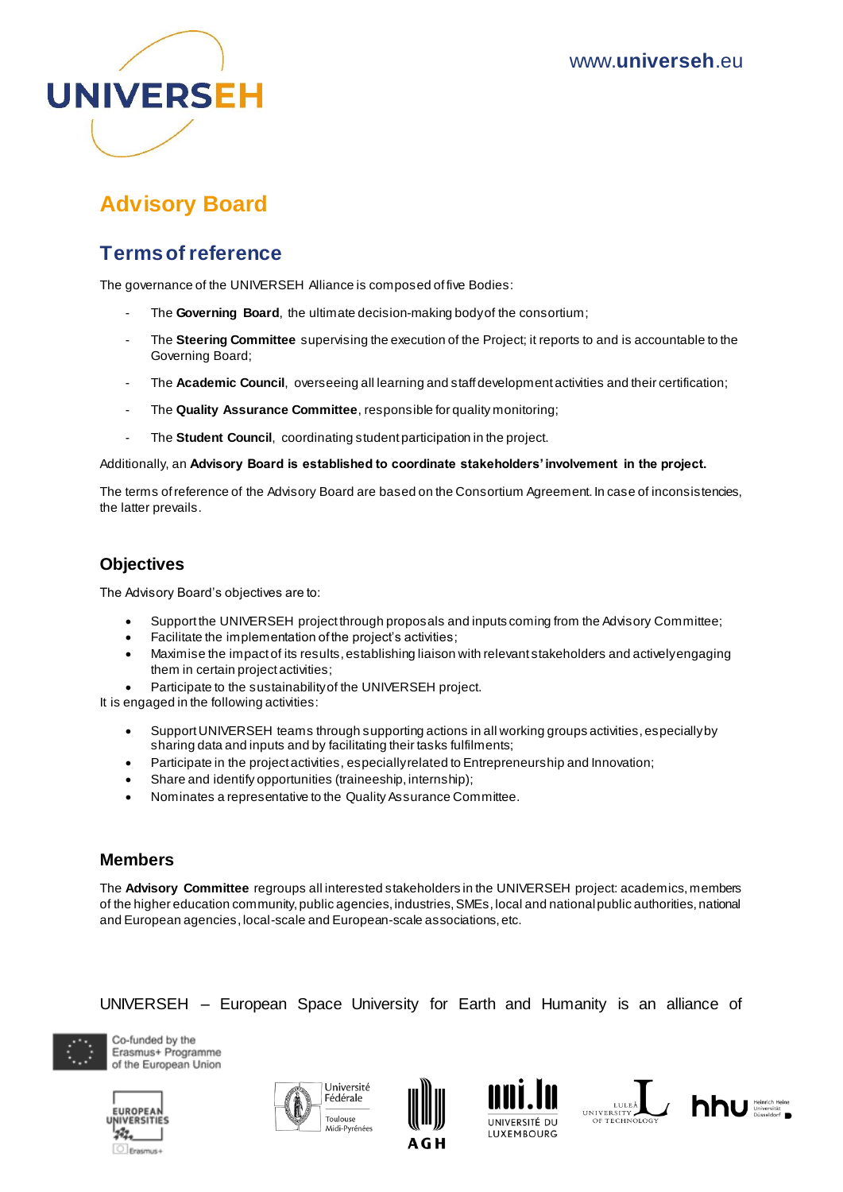# Advisory Board

## Terms of reference

The governance of the UNIVERSEH Alliance is composed of five Bodies:

- The **Governing Board**, the ultimate decision-making body of the consortium;
- The **Steering Committee** supervising the execution of the Project; it reports to and is accountable to the Governing Board;
- The **Academic Council**, overseeing all learning and staff development activities and their certification;
- The **Quality Assurance Committee**, responsible for quality monitoring;
- The **Student Council**, coordinating student participation in the project.

Additionally, an **Advisory Board is established to coordinate stakeholders' involvement in the project.**

The terms of reference of the Advisory Board are based on the Consortium Agreement. In case of inconsistencies, the latter prevails.

### Objectives

The Advisory Board's objectives are to:

- Support the UNIVERSEH project through proposals and inputs coming from the Advisory Committee;
- Facilitate the implementation of the project's activities;
- Maximise the impact of its results, establishing liaison with relevant stakeholders and actively engaging them in certain project activities;
- Participate to the sustainability of the UNIVERSEH project.

It is engaged in the following activities:

- Support UNIVERSEH teams through supporting actions in all working groups activities, especially by sharing data and inputs and by facilitating their tasks fulfilments;
- Participate in the project activities, especially related to Entrepreneurship and Innovation;
- Share and identify opportunities (traineeship, internship);
- Nominates a representative to the Quality Assurance Committee.

### Members

The **Advisory Committee** regroups all interested stakeholders in the UNIVERSEH project: academics, members of the higher education community, public agencies, industries, SMEs, local and national public authorities, national and European agencies, local-scale and European-scale associations, etc.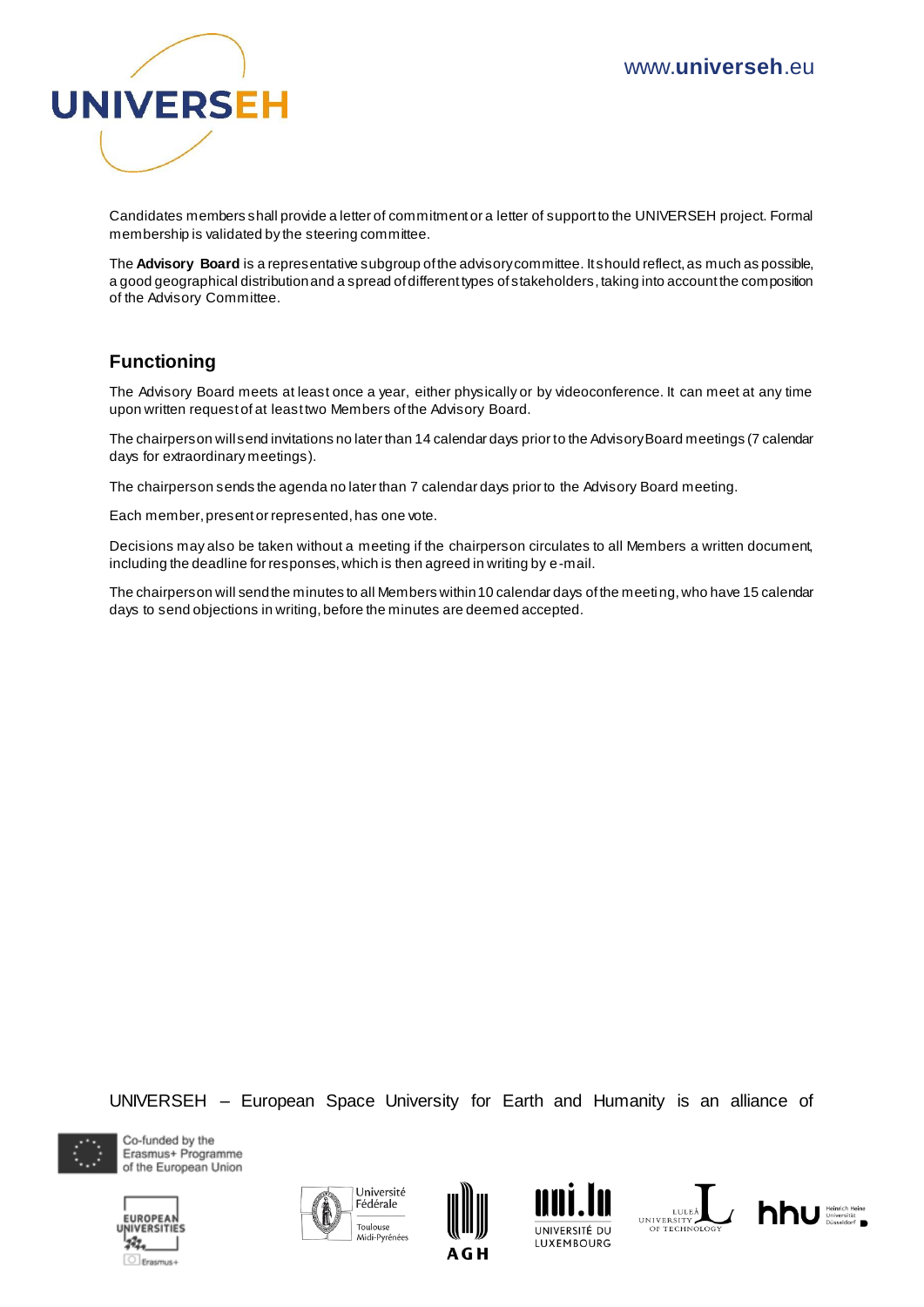Candidates members shall provide a letter of commitment or a letter of support to the UNIVERSEH project. Formal membership is validated by the steering committee.

The **Advisory Board** is a representative subgroup of the advisory committee. It should reflect, as much as possible, a good geographical distribution and a spread of different types of stakeholders, taking into account the composition of the Advisory Committee.

## Functioning

The Advisory Board meets at least once a year, either physically or by videoconference. It can meet at any time upon written request of at least two Members of the Advisory Board.

The chairperson will send invitations no later than 14 calendar days prior to the Advisory Board meetings (7 calendar days for extraordinary meetings).

The chairperson sends the agenda no later than 7 calendar days prior to the Advisory Board meeting.

Each member, present or represented, has one vote.

Decisions may also be taken without a meeting if the chairperson circulates to all Members a written document, including the deadline for responses, which is then agreed in writing by e-mail.

The chairperson will send the minutes to all Members within 10 calendar days of the meeting, who have 15 calendar days to send objections in writing, before the minutes are deemed accepted.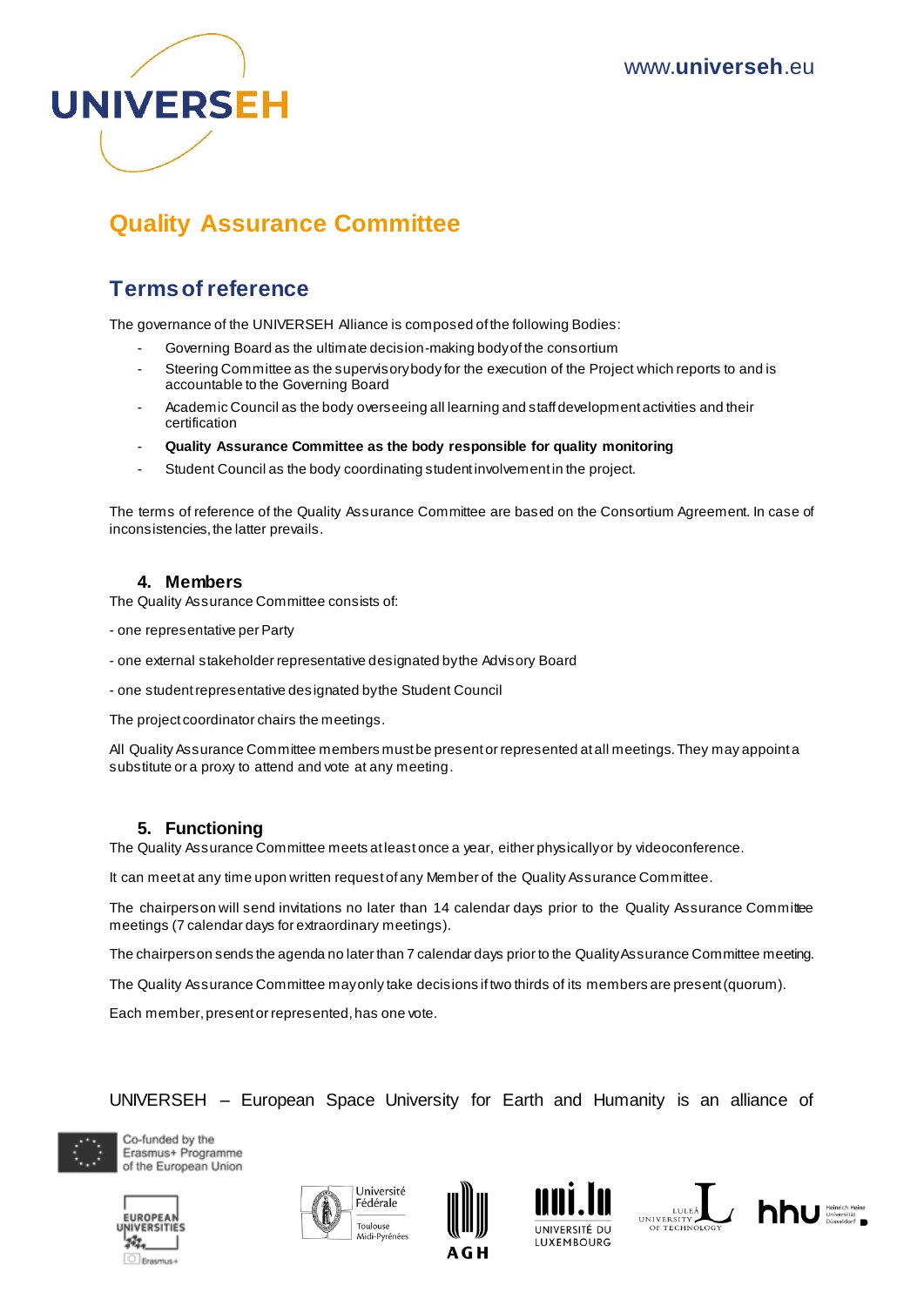# Quality Assurance Committee

## Terms of reference

The governance of the UNIVERSEH Alliance is composed of the following Bodies:

- Governing Board as the ultimate decision-making body of the consortium
- Steering Committee as the supervisory body for the execution of the Project which reports to and is accountable to the Governing Board
- Academic Council as the body overseeing all learning and staff development activities and their certification
- **Quality Assurance Committee as the body responsible for quality monitoring**
- Student Council as the body coordinating student involvement in the project.

The terms of reference of the Quality Assurance Committee are based on the Consortium Agreement. In case of inconsistencies, the latter prevails.

### 4. Members

The Quality Assurance Committee consists of:

- one representative per Party

- one external stakeholder representative designated by the Advisory Board

- one student representative designated by the Student Council

The project coordinator chairs the meetings.

All Quality Assurance Committee members must be present or represented at all meetings. They may appoint a substitute or a proxy to attend and vote at any meeting.

### 5. Functioning

The Quality Assurance Committee meets at least once a year, either physically or by videoconference.

It can meet at any time upon written request of any Member of the Quality Assurance Committee.

The chairperson will send invitations no later than 14 calendar days prior to the Quality Assurance Committee meetings (7 calendar days for extraordinary meetings).

The chairperson sends the agenda no later than 7 calendar days prior to the Quality Assurance Committee meeting.

The Quality Assurance Committee may only take decisions if two thirds of its members are present (quorum).

Each member, present or represented, has one vote.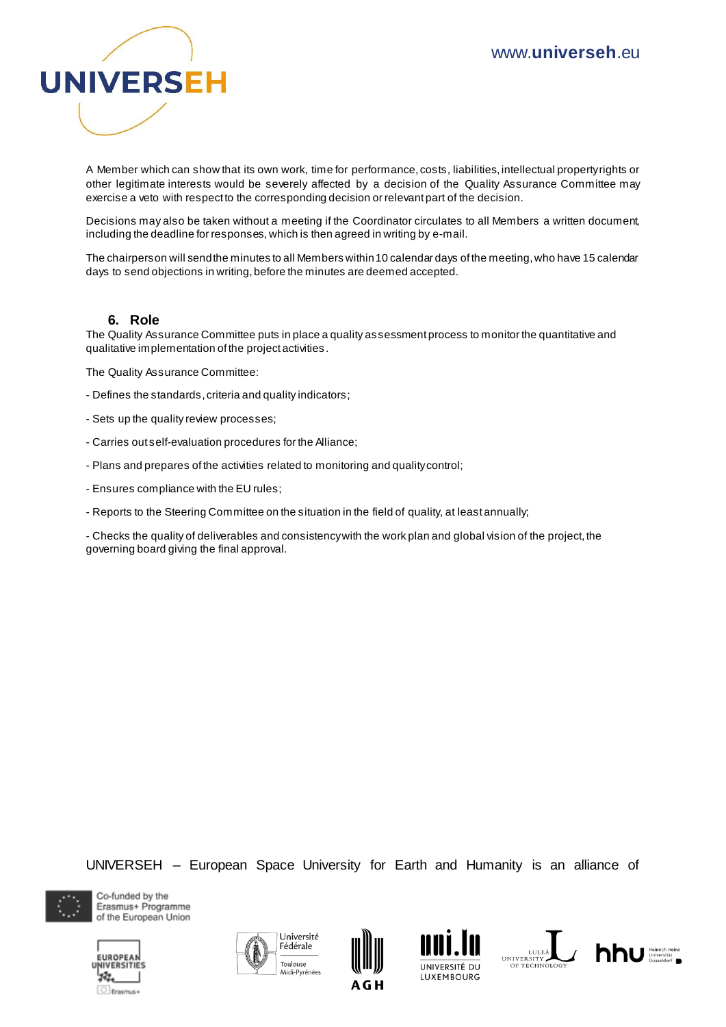A Member which can show that its own work, time for performance, costs, liabilities, intellectual property rights or other legitimate interests would be severely affected by a decision of the Quality Assurance Committee may exercise a veto with respect to the corresponding decision or relevant part of the decision.

Decisions may also be taken without a meeting if the Coordinator circulates to all Members a written document, including the deadline for responses, which is then agreed in writing by e-mail.

The chairperson will send the minutes to all Members within 10 calendar days of the meeting, who have 15 calendar days to send objections in writing, before the minutes are deemed accepted.

## 6. Role

The Quality Assurance Committee puts in place a quality assessment process to monitor the quantitative and qualitative implementation of the project activities.

The Quality Assurance Committee:

- Defines the standards, criteria and quality indicators;

- Sets up the quality review processes;

- Carries out self-evaluation procedures for the Alliance;

- Plans and prepares of the activities related to monitoring and quality control;

- Ensures compliance with the EU rules;

- Reports to the Steering Committee on the situation in the field of quality, at least annually;

- Checks the quality of deliverables and consistency with the work plan and global vision of the project, the governing board giving the final approval.